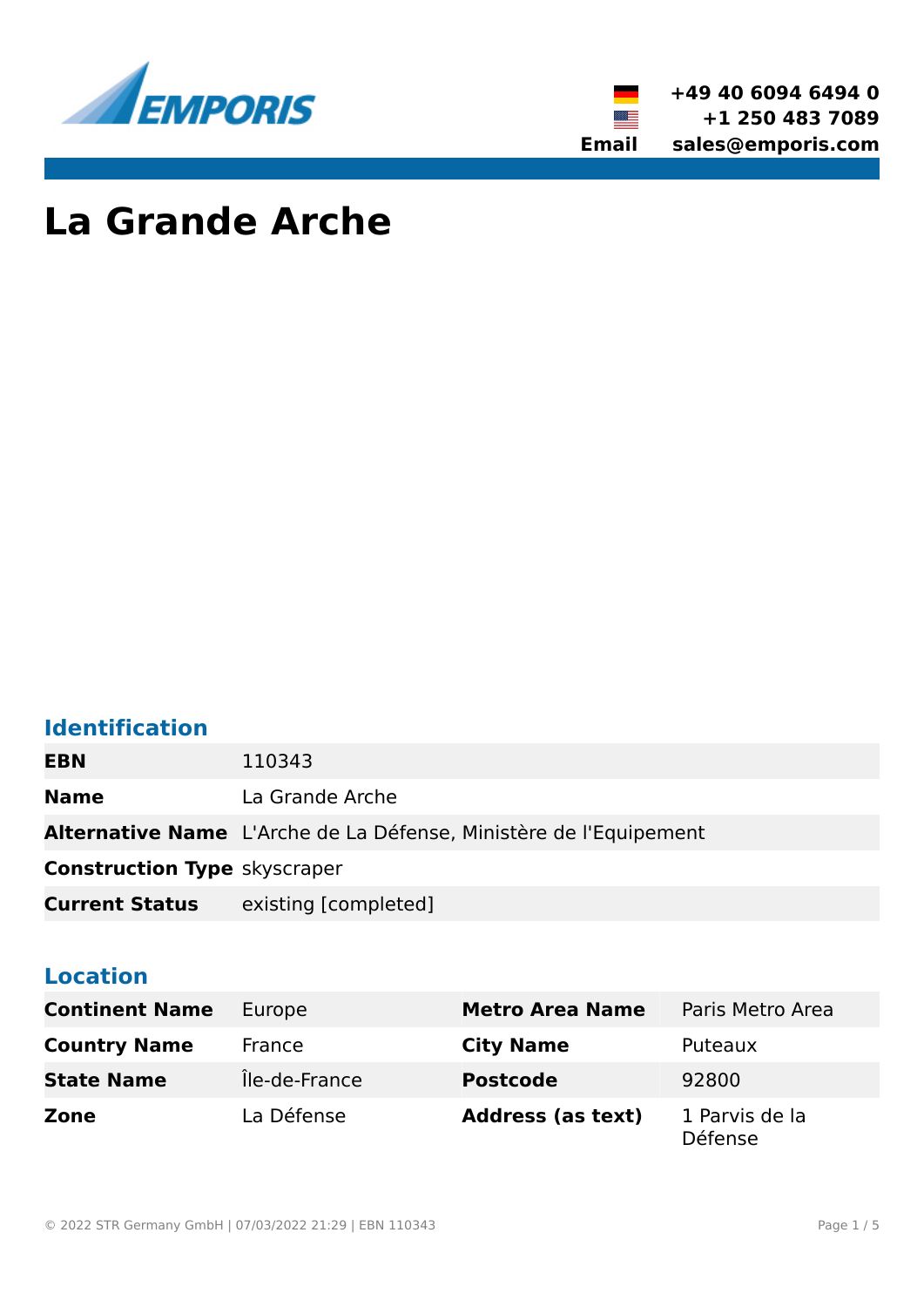+49 40 6094 6494 0
+1 250 483 7089
**Email** sales@emporis.com

# La Grande Arche

## Identification

| | |
|---|---|
| **EBN** | 110343 |
| **Name** | La Grande Arche |
| **Alternative Name** | L'Arche de La Défense, Ministère de l'Equipement |
| **Construction Type** | skyscraper |
| **Current Status** | existing [completed] |

## Location

| | | | |
|---|---|---|---|
| **Continent Name** | Europe | **Metro Area Name** | Paris Metro Area |
| **Country Name** | France | **City Name** | Puteaux |
| **State Name** | Île-de-France | **Postcode** | 92800 |
| **Zone** | La Défense | **Address (as text)** | 1 Parvis de la Défense |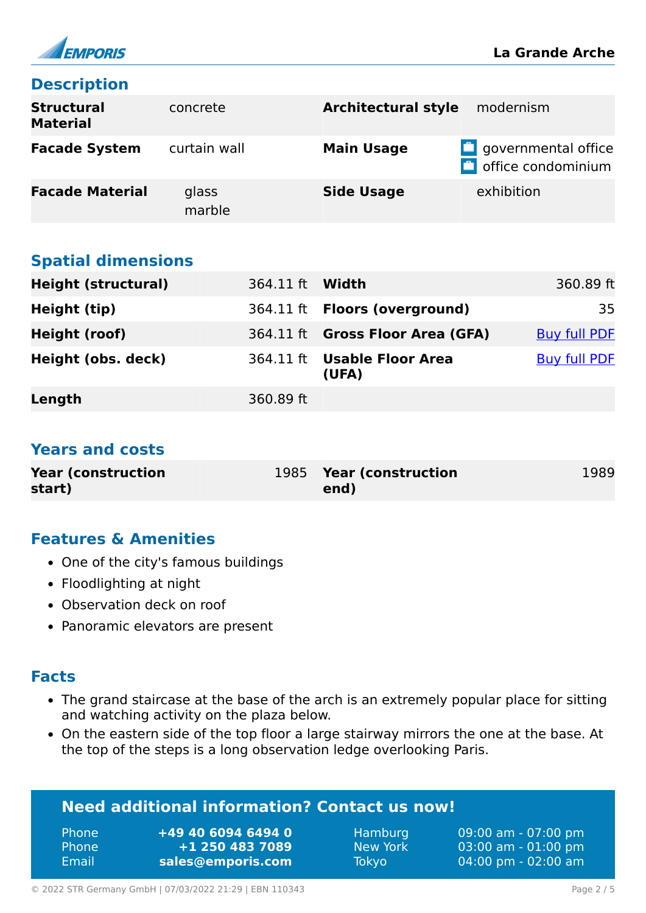## Description

| | | | |
|---|---|---|---|
| **Structural Material** | concrete | **Architectural style** | modernism |
| **Facade System** | curtain wall | **Main Usage** | governmental office<br>office condominium |
| **Facade Material** | glass<br>marble | **Side Usage** | exhibition |

## Spatial dimensions

| | | | |
|---|---|---|---|
| **Height (structural)** | 364.11 ft | **Width** | 360.89 ft |
| **Height (tip)** | 364.11 ft | **Floors (overground)** | 35 |
| **Height (roof)** | 364.11 ft | **Gross Floor Area (GFA)** | Buy full PDF |
| **Height (obs. deck)** | 364.11 ft | **Usable Floor Area (UFA)** | Buy full PDF |
| **Length** | 360.89 ft | | |

## Years and costs

| | | | |
|---|---|---|---|
| **Year (construction start)** | 1985 | **Year (construction end)** | 1989 |

## Features & Amenities

- One of the city's famous buildings
- Floodlighting at night
- Observation deck on roof
- Panoramic elevators are present

## Facts

- The grand staircase at the base of the arch is an extremely popular place for sitting and watching activity on the plaza below.
- On the eastern side of the top floor a large stairway mirrors the one at the base. At the top of the steps is a long observation ledge overlooking Paris.

**Need additional information? Contact us now!**

| | | | |
|---|---|---|---|
| Phone | **+49 40 6094 6494 0** | Hamburg | 09:00 am - 07:00 pm |
| Phone | **+1 250 483 7089** | New York | 03:00 am - 01:00 pm |
| Email | **sales@emporis.com** | Tokyo | 04:00 pm - 02:00 am |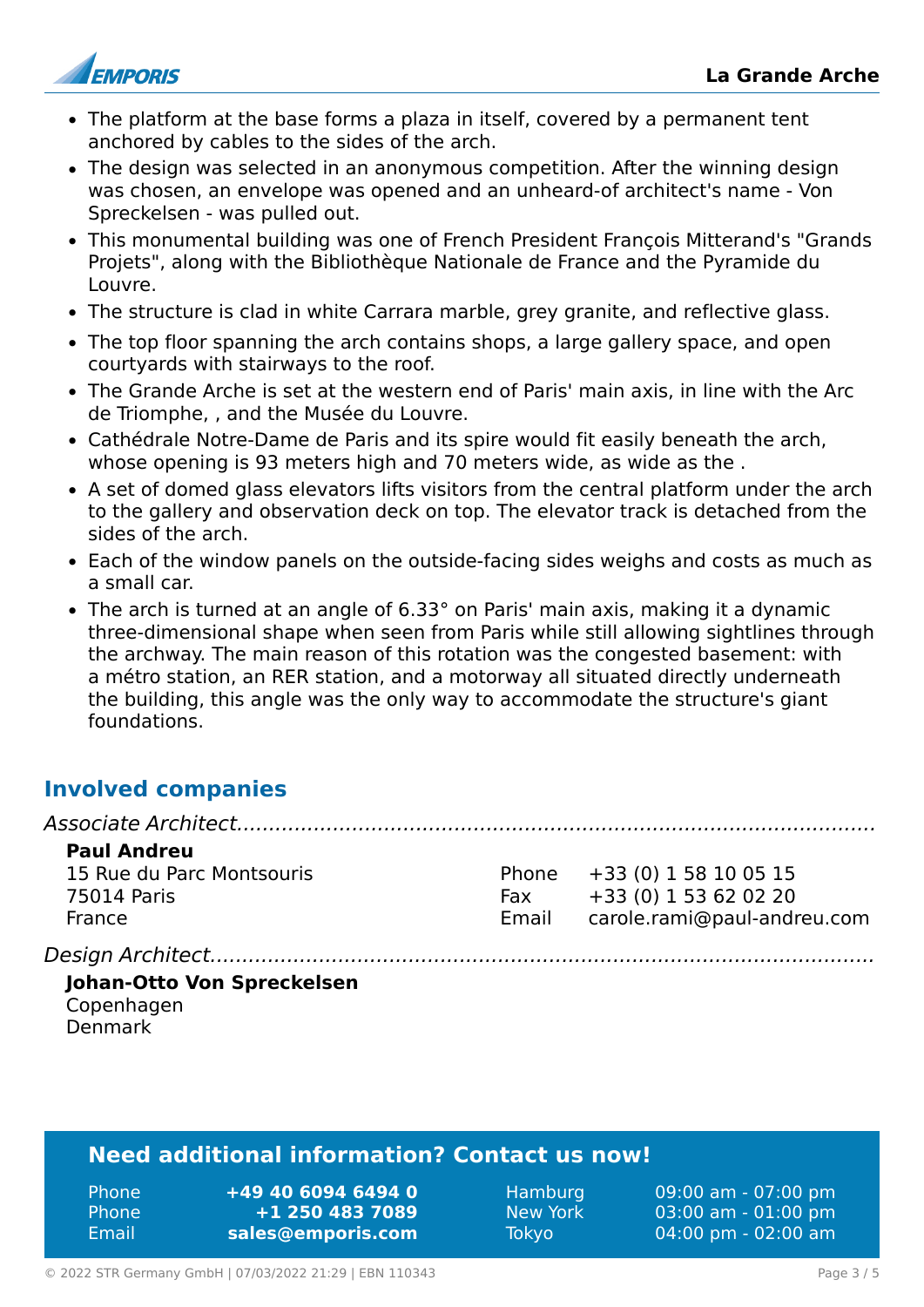- The platform at the base forms a plaza in itself, covered by a permanent tent anchored by cables to the sides of the arch.
- The design was selected in an anonymous competition. After the winning design was chosen, an envelope was opened and an unheard-of architect's name - Von Spreckelsen - was pulled out.
- This monumental building was one of French President François Mitterand's "Grands Projets", along with the Bibliothèque Nationale de France and the Pyramide du Louvre.
- The structure is clad in white Carrara marble, grey granite, and reflective glass.
- The top floor spanning the arch contains shops, a large gallery space, and open courtyards with stairways to the roof.
- The Grande Arche is set at the western end of Paris' main axis, in line with the Arc de Triomphe, , and the Musée du Louvre.
- Cathédrale Notre-Dame de Paris and its spire would fit easily beneath the arch, whose opening is 93 meters high and 70 meters wide, as wide as the .
- A set of domed glass elevators lifts visitors from the central platform under the arch to the gallery and observation deck on top. The elevator track is detached from the sides of the arch.
- Each of the window panels on the outside-facing sides weighs and costs as much as a small car.
- The arch is turned at an angle of 6.33° on Paris' main axis, making it a dynamic three-dimensional shape when seen from Paris while still allowing sightlines through the archway. The main reason of this rotation was the congested basement: with a métro station, an RER station, and a motorway all situated directly underneath the building, this angle was the only way to accommodate the structure's giant foundations.

## Involved companies

*Associate Architect*

**Paul Andreu**
15 Rue du Parc Montsouris
75014 Paris
France

Phone +33 (0) 1 58 10 05 15
Fax +33 (0) 1 53 62 02 20
Email carole.rami@paul-andreu.com

*Design Architect*

**Johan-Otto Von Spreckelsen**
Copenhagen
Denmark

### Need additional information? Contact us now!

| | | | |
|---|---|---|---|
| Phone | **+49 40 6094 6494 0** | Hamburg | 09:00 am - 07:00 pm |
| Phone | **+1 250 483 7089** | New York | 03:00 am - 01:00 pm |
| Email | **sales@emporis.com** | Tokyo | 04:00 pm - 02:00 am |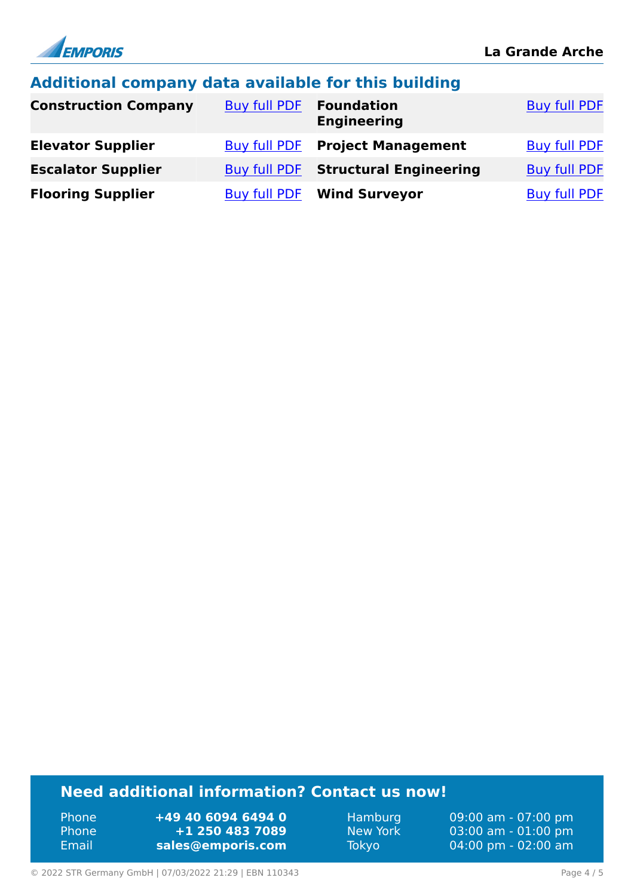## Additional company data available for this building

| | | | |
|---|---|---|---|
| **Construction Company** | Buy full PDF | **Foundation Engineering** | Buy full PDF |
| **Elevator Supplier** | Buy full PDF | **Project Management** | Buy full PDF |
| **Escalator Supplier** | Buy full PDF | **Structural Engineering** | Buy full PDF |
| **Flooring Supplier** | Buy full PDF | **Wind Surveyor** | Buy full PDF |

### Need additional information? Contact us now!

| | | | |
|---|---|---|---|
| Phone | **+49 40 6094 6494 0** | Hamburg | 09:00 am - 07:00 pm |
| Phone | **+1 250 483 7089** | New York | 03:00 am - 01:00 pm |
| Email | **sales@emporis.com** | Tokyo | 04:00 pm - 02:00 am |

© 2022 STR Germany GmbH | 07/03/2022 21:29 | EBN 110343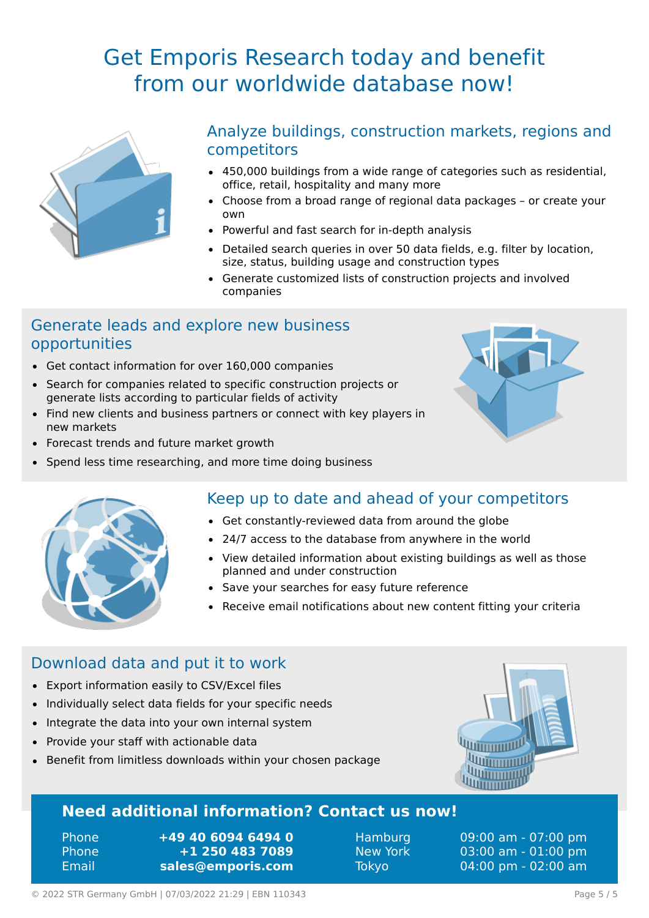# Get Emporis Research today and benefit from our worldwide database now!

## Analyze buildings, construction markets, regions and competitors

- 450,000 buildings from a wide range of categories such as residential, office, retail, hospitality and many more
- Choose from a broad range of regional data packages – or create your own
- Powerful and fast search for in-depth analysis
- Detailed search queries in over 50 data fields, e.g. filter by location, size, status, building usage and construction types
- Generate customized lists of construction projects and involved companies

## Generate leads and explore new business opportunities

- Get contact information for over 160,000 companies
- Search for companies related to specific construction projects or generate lists according to particular fields of activity
- Find new clients and business partners or connect with key players in new markets
- Forecast trends and future market growth
- Spend less time researching, and more time doing business

## Keep up to date and ahead of your competitors

- Get constantly-reviewed data from around the globe
- 24/7 access to the database from anywhere in the world
- View detailed information about existing buildings as well as those planned and under construction
- Save your searches for easy future reference
- Receive email notifications about new content fitting your criteria

## Download data and put it to work

- Export information easily to CSV/Excel files
- Individually select data fields for your specific needs
- Integrate the data into your own internal system
- Provide your staff with actionable data
- Benefit from limitless downloads within your chosen package

### Need additional information? Contact us now!

| | | | |
|---|---|---|---|
| Phone | **+49 40 6094 6494 0** | Hamburg | 09:00 am - 07:00 pm |
| Phone | **+1 250 483 7089** | New York | 03:00 am - 01:00 pm |
| Email | **sales@emporis.com** | Tokyo | 04:00 pm - 02:00 am |

© 2022 STR Germany GmbH | 07/03/2022 21:29 | EBN 110343